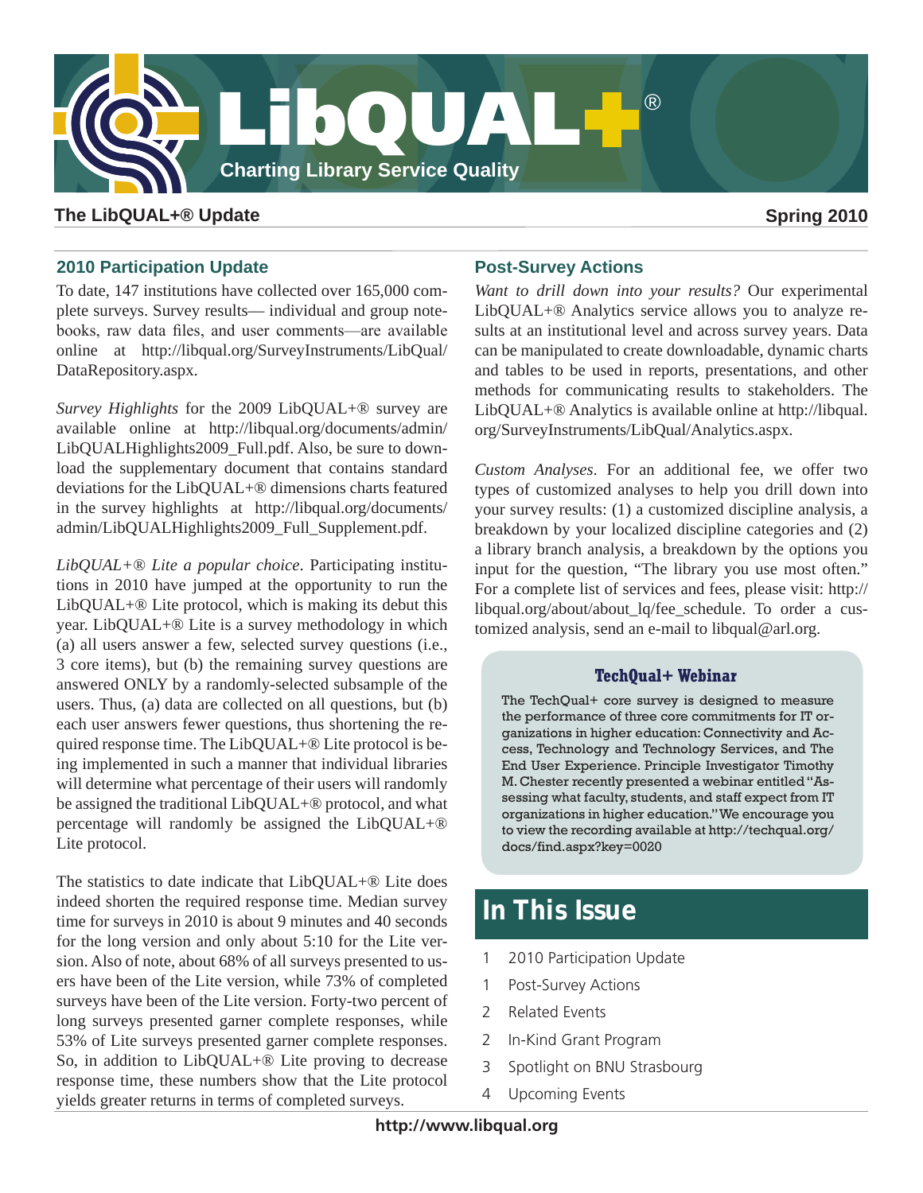# LibQUAL+®

**Charting Library Service Quality**

**The LibQUAL+® Update** **Spring 2010**

## 2010 Participation Update

To date, 147 institutions have collected over 165,000 complete surveys. Survey results— individual and group notebooks, raw data files, and user comments—are available online at http://libqual.org/SurveyInstruments/LibQual/DataRepository.aspx.

*Survey Highlights* for the 2009 LibQUAL+® survey are available online at http://libqual.org/documents/admin/LibQUALHighlights2009_Full.pdf. Also, be sure to download the supplementary document that contains standard deviations for the LibQUAL+® dimensions charts featured in the survey highlights at http://libqual.org/documents/admin/LibQUALHighlights2009_Full_Supplement.pdf.

*LibQUAL+® Lite a popular choice.* Participating institutions in 2010 have jumped at the opportunity to run the LibQUAL+® Lite protocol, which is making its debut this year. LibQUAL+® Lite is a survey methodology in which (a) all users answer a few, selected survey questions (i.e., 3 core items), but (b) the remaining survey questions are answered ONLY by a randomly-selected subsample of the users. Thus, (a) data are collected on all questions, but (b) each user answers fewer questions, thus shortening the required response time. The LibQUAL+® Lite protocol is being implemented in such a manner that individual libraries will determine what percentage of their users will randomly be assigned the traditional LibQUAL+® protocol, and what percentage will randomly be assigned the LibQUAL+® Lite protocol.

The statistics to date indicate that LibQUAL+® Lite does indeed shorten the required response time. Median survey time for surveys in 2010 is about 9 minutes and 40 seconds for the long version and only about 5:10 for the Lite version. Also of note, about 68% of all surveys presented to users have been of the Lite version, while 73% of completed surveys have been of the Lite version. Forty-two percent of long surveys presented garner complete responses, while 53% of Lite surveys presented garner complete responses. So, in addition to LibQUAL+® Lite proving to decrease response time, these numbers show that the Lite protocol yields greater returns in terms of completed surveys.

## Post-Survey Actions

*Want to drill down into your results?* Our experimental LibQUAL+® Analytics service allows you to analyze results at an institutional level and across survey years. Data can be manipulated to create downloadable, dynamic charts and tables to be used in reports, presentations, and other methods for communicating results to stakeholders. The LibQUAL+® Analytics is available online at http://libqual.org/SurveyInstruments/LibQual/Analytics.aspx.

*Custom Analyses.* For an additional fee, we offer two types of customized analyses to help you drill down into your survey results: (1) a customized discipline analysis, a breakdown by your localized discipline categories and (2) a library branch analysis, a breakdown by the options you input for the question, "The library you use most often." For a complete list of services and fees, please visit: http://libqual.org/about/about_lq/fee_schedule. To order a customized analysis, send an e-mail to libqual@arl.org.

### TechQual+ Webinar

The TechQual+ core survey is designed to measure the performance of three core commitments for IT organizations in higher education: Connectivity and Access, Technology and Technology Services, and The End User Experience. Principle Investigator Timothy M. Chester recently presented a webinar entitled "Assessing what faculty, students, and staff expect from IT organizations in higher education." We encourage you to view the recording available at http://techqual.org/docs/find.aspx?key=0020

## In This Issue

1 2010 Participation Update
1 Post-Survey Actions
2 Related Events
2 In-Kind Grant Program
3 Spotlight on BNU Strasbourg
4 Upcoming Events

http://www.libqual.org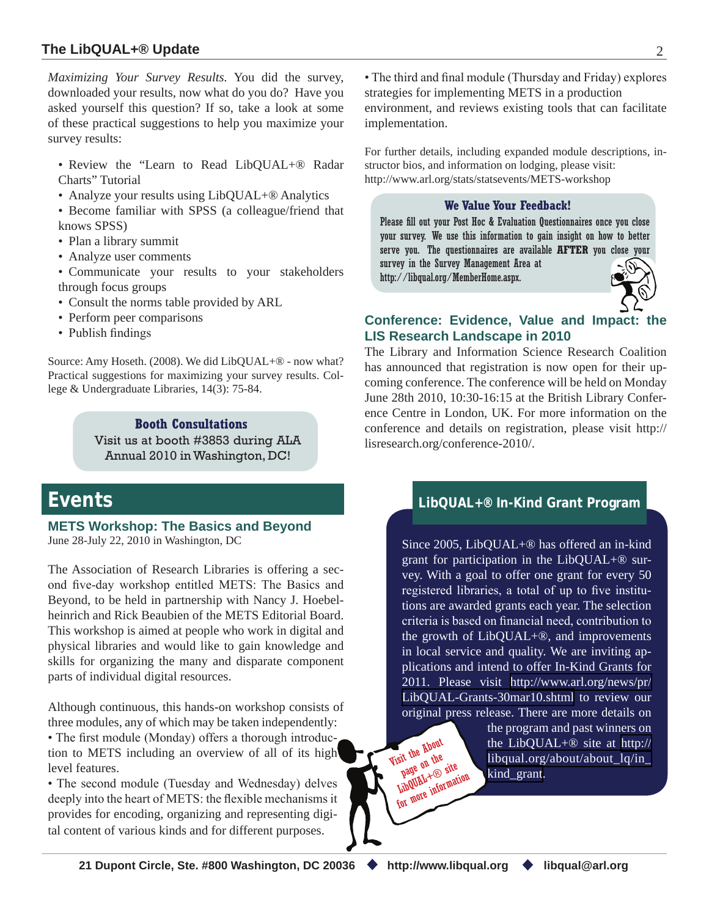*Maximizing Your Survey Results.* You did the survey, downloaded your results, now what do you do? Have you asked yourself this question? If so, take a look at some of these practical suggestions to help you maximize your survey results:

- Review the "Learn to Read LibQUAL+® Radar Charts" Tutorial
- Analyze your results using LibQUAL+® Analytics
- Become familiar with SPSS (a colleague/friend that knows SPSS)
- Plan a library summit
- Analyze user comments
- Communicate your results to your stakeholders through focus groups
- Consult the norms table provided by ARL
- Perform peer comparisons
- Publish findings

Source: Amy Hoseth. (2008). We did LibQUAL+® - now what? Practical suggestions for maximizing your survey results. College & Undergraduate Libraries, 14(3): 75-84.

**Booth Consultations**

Visit us at booth #3853 during ALA Annual 2010 in Washington, DC!

# Events

### METS Workshop: The Basics and Beyond

June 28-July 22, 2010 in Washington, DC

The Association of Research Libraries is offering a second five-day workshop entitled METS: The Basics and Beyond, to be held in partnership with Nancy J. Hoebelheinrich and Rick Beaubien of the METS Editorial Board. This workshop is aimed at people who work in digital and physical libraries and would like to gain knowledge and skills for organizing the many and disparate component parts of individual digital resources.

Although continuous, this hands-on workshop consists of three modules, any of which may be taken independently:

- The first module (Monday) offers a thorough introduction to METS including an overview of all of its high level features.
- The second module (Tuesday and Wednesday) delves deeply into the heart of METS: the flexible mechanisms it provides for encoding, organizing and representing digital content of various kinds and for different purposes.
- The third and final module (Thursday and Friday) explores strategies for implementing METS in a production environment, and reviews existing tools that can facilitate implementation.

For further details, including expanded module descriptions, instructor bios, and information on lodging, please visit: http://www.arl.org/stats/statsevents/METS-workshop

**We Value Your Feedback!**

Please fill out your Post Hoc & Evaluation Questionnaires once you close your survey. We use this information to gain insight on how to better serve you. The questionnaires are available **AFTER** you close your survey in the Survey Management Area at http://libqual.org/MemberHome.aspx.

### Conference: Evidence, Value and Impact: the LIS Research Landscape in 2010

The Library and Information Science Research Coalition has announced that registration is now open for their upcoming conference. The conference will be held on Monday June 28th 2010, 10:30-16:15 at the British Library Conference Centre in London, UK. For more information on the conference and details on registration, please visit http://lisresearch.org/conference-2010/.

### LibQUAL+® In-Kind Grant Program

Since 2005, LibQUAL+® has offered an in-kind grant for participation in the LibQUAL+® survey. With a goal to offer one grant for every 50 registered libraries, a total of up to five institutions are awarded grants each year. The selection criteria is based on financial need, contribution to the growth of LibQUAL+®, and improvements in local service and quality. We are inviting applications and intend to offer In-Kind Grants for 2011. Please visit http://www.arl.org/news/pr/LibQUAL-Grants-30mar10.shtml to review our original press release. There are more details on the program and past winners on the LibQUAL+® site at http://libqual.org/about/about_lq/in_kind_grant.

Visit the About page on the LibQUAL+® site for more information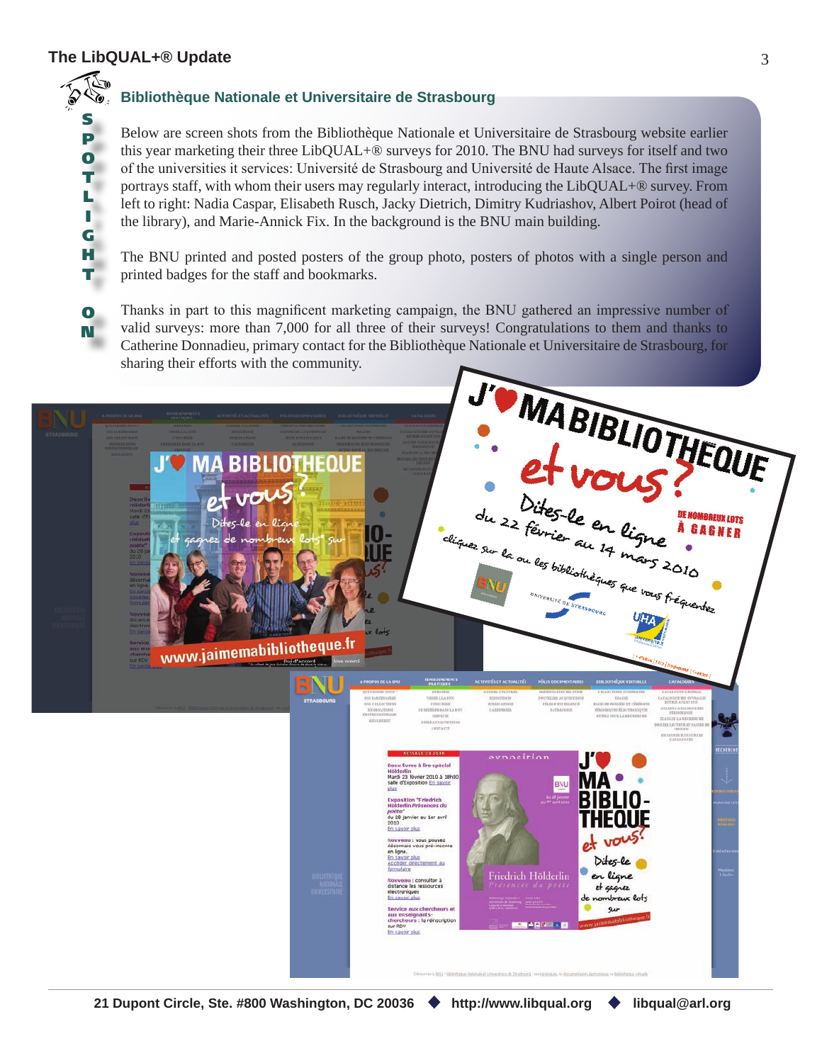## SPOTLIGHT ON

### Bibliothèque Nationale et Universitaire de Strasbourg

Below are screen shots from the Bibliothèque Nationale et Universitaire de Strasbourg website earlier this year marketing their three LibQUAL+® surveys for 2010. The BNU had surveys for itself and two of the universities it services: Université de Strasbourg and Université de Haute Alsace. The first image portrays staff, with whom their users may regularly interact, introducing the LibQUAL+® survey. From left to right: Nadia Caspar, Elisabeth Rusch, Jacky Dietrich, Dimitry Kudriashov, Albert Poirot (head of the library), and Marie-Annick Fix. In the background is the BNU main building.

The BNU printed and posted posters of the group photo, posters of photos with a single person and printed badges for the staff and bookmarks.

Thanks in part to this magnificent marketing campaign, the BNU gathered an impressive number of valid surveys: more than 7,000 for all three of their surveys! Congratulations to them and thanks to Catherine Donnadieu, primary contact for the Bibliothèque Nationale et Universitaire de Strasbourg, for sharing their efforts with the community.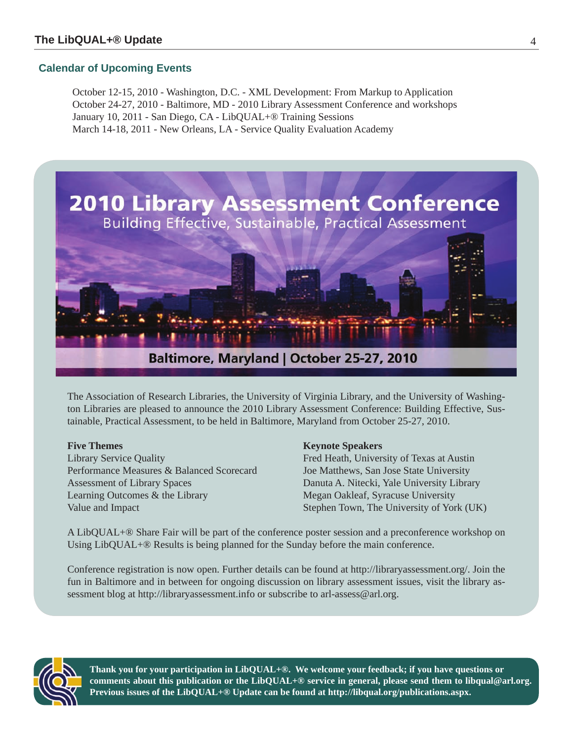## Calendar of Upcoming Events

October 12-15, 2010 - Washington, D.C. - XML Development: From Markup to Application
October 24-27, 2010 - Baltimore, MD - 2010 Library Assessment Conference and workshops
January 10, 2011 - San Diego, CA - LibQUAL+® Training Sessions
March 14-18, 2011 - New Orleans, LA - Service Quality Evaluation Academy

# 2010 Library Assessment Conference

Building Effective, Sustainable, Practical Assessment

**Baltimore, Maryland | October 25-27, 2010**

The Association of Research Libraries, the University of Virginia Library, and the University of Washington Libraries are pleased to announce the 2010 Library Assessment Conference: Building Effective, Sustainable, Practical Assessment, to be held in Baltimore, Maryland from October 25-27, 2010.

**Five Themes**
Library Service Quality
Performance Measures & Balanced Scorecard
Assessment of Library Spaces
Learning Outcomes & the Library
Value and Impact

**Keynote Speakers**
Fred Heath, University of Texas at Austin
Joe Matthews, San Jose State University
Danuta A. Nitecki, Yale University Library
Megan Oakleaf, Syracuse University
Stephen Town, The University of York (UK)

A LibQUAL+® Share Fair will be part of the conference poster session and a preconference workshop on Using LibQUAL+® Results is being planned for the Sunday before the main conference.

Conference registration is now open. Further details can be found at http://libraryassessment.org/. Join the fun in Baltimore and in between for ongoing discussion on library assessment issues, visit the library assessment blog at http://libraryassessment.info or subscribe to arl-assess@arl.org.

**Thank you for your participation in LibQUAL+®. We welcome your feedback; if you have questions or comments about this publication or the LibQUAL+® service in general, please send them to libqual@arl.org. Previous issues of the LibQUAL+® Update can be found at http://libqual.org/publications.aspx.**